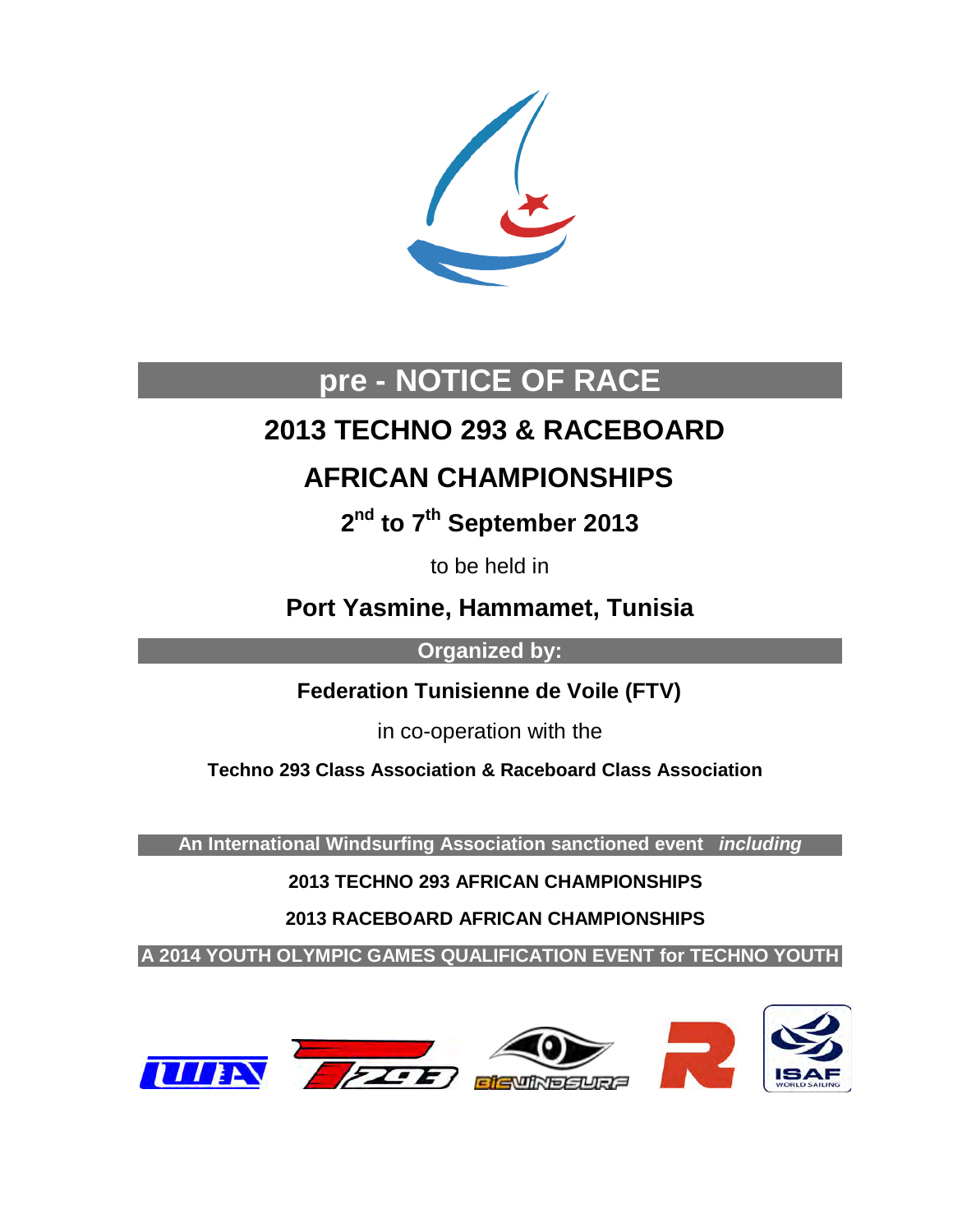# pre - NOTICE OF RACE

## 2013 TECHNO 293 & RACEBOARD

## AFRICAN CHAMPIONSHIPS

### 2nd to 7th September 2013

to be held in

### Port Yasmine, Hammamet, Tunisia

**Organized by:**

**Federation Tunisienne de Voile (FTV)**

in co-operation with the

**Techno 293 Class Association & Raceboard Class Association**

**An International Windsurfing Association sanctioned event** ***including***

**2013 TECHNO 293 AFRICAN CHAMPIONSHIPS**

**2013 RACEBOARD AFRICAN CHAMPIONSHIPS**

**A 2014 YOUTH OLYMPIC GAMES QUALIFICATION EVENT for TECHNO YOUTH**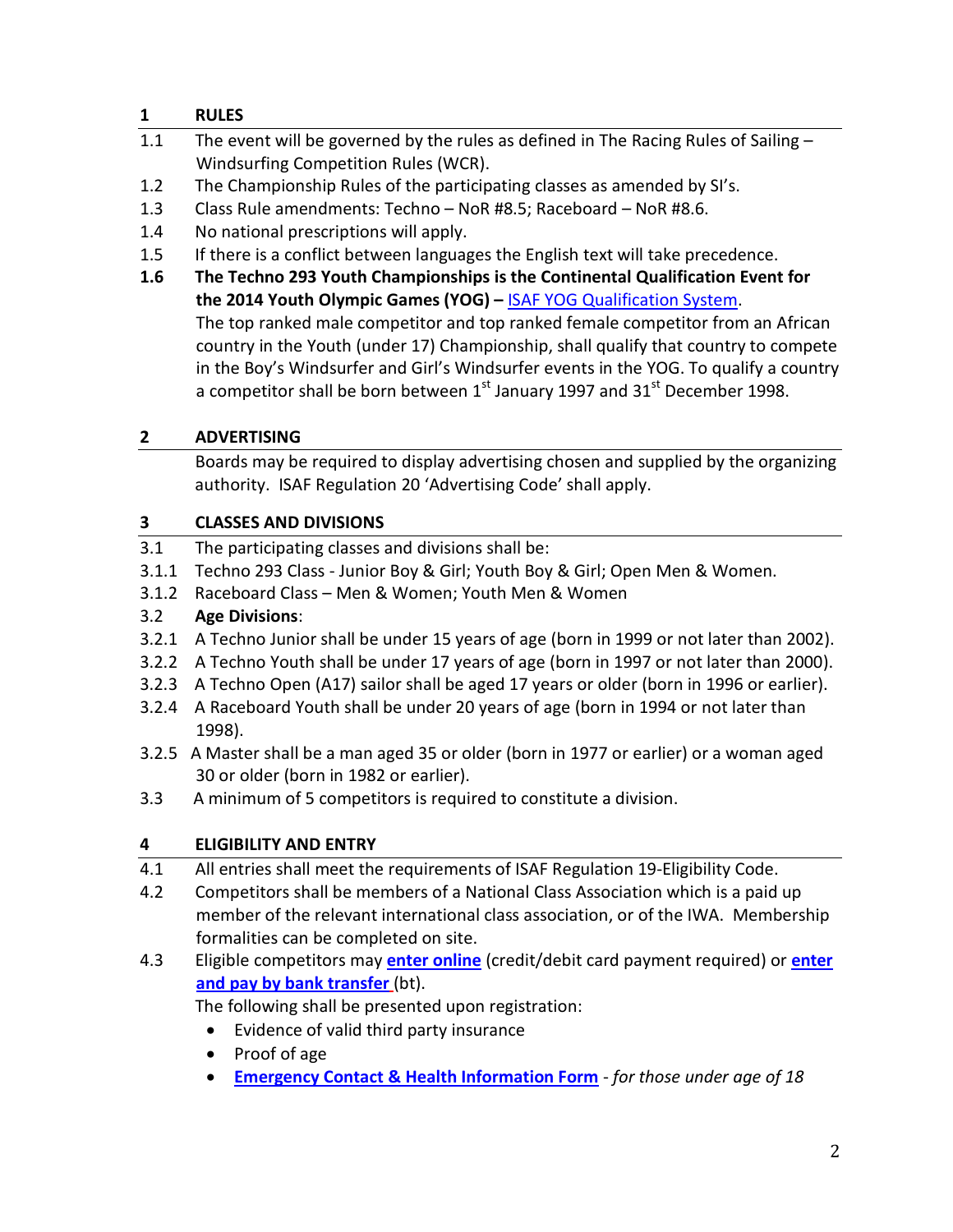## 1 RULES

1.1 The event will be governed by the rules as defined in The Racing Rules of Sailing – Windsurfing Competition Rules (WCR).

1.2 The Championship Rules of the participating classes as amended by SI's.

1.3 Class Rule amendments: Techno – NoR #8.5; Raceboard – NoR #8.6.

1.4 No national prescriptions will apply.

1.5 If there is a conflict between languages the English text will take precedence.

**1.6 The Techno 293 Youth Championships is the Continental Qualification Event for the 2014 Youth Olympic Games (YOG) –** ISAF YOG Qualification System.
The top ranked male competitor and top ranked female competitor from an African country in the Youth (under 17) Championship, shall qualify that country to compete in the Boy's Windsurfer and Girl's Windsurfer events in the YOG. To qualify a country a competitor shall be born between 1st January 1997 and 31st December 1998.

## 2 ADVERTISING

Boards may be required to display advertising chosen and supplied by the organizing authority. ISAF Regulation 20 'Advertising Code' shall apply.

## 3 CLASSES AND DIVISIONS

3.1 The participating classes and divisions shall be:

3.1.1 Techno 293 Class - Junior Boy & Girl; Youth Boy & Girl; Open Men & Women.

3.1.2 Raceboard Class – Men & Women; Youth Men & Women

3.2 **Age Divisions**:

3.2.1 A Techno Junior shall be under 15 years of age (born in 1999 or not later than 2002).

3.2.2 A Techno Youth shall be under 17 years of age (born in 1997 or not later than 2000).

3.2.3 A Techno Open (A17) sailor shall be aged 17 years or older (born in 1996 or earlier).

3.2.4 A Raceboard Youth shall be under 20 years of age (born in 1994 or not later than 1998).

3.2.5 A Master shall be a man aged 35 or older (born in 1977 or earlier) or a woman aged 30 or older (born in 1982 or earlier).

3.3 A minimum of 5 competitors is required to constitute a division.

## 4 ELIGIBILITY AND ENTRY

4.1 All entries shall meet the requirements of ISAF Regulation 19-Eligibility Code.

4.2 Competitors shall be members of a National Class Association which is a paid up member of the relevant international class association, or of the IWA. Membership formalities can be completed on site.

4.3 Eligible competitors may **enter online** (credit/debit card payment required) or **enter and pay by bank transfer** (bt).
The following shall be presented upon registration:

- Evidence of valid third party insurance
- Proof of age
- **Emergency Contact & Health Information Form** - *for those under age of 18*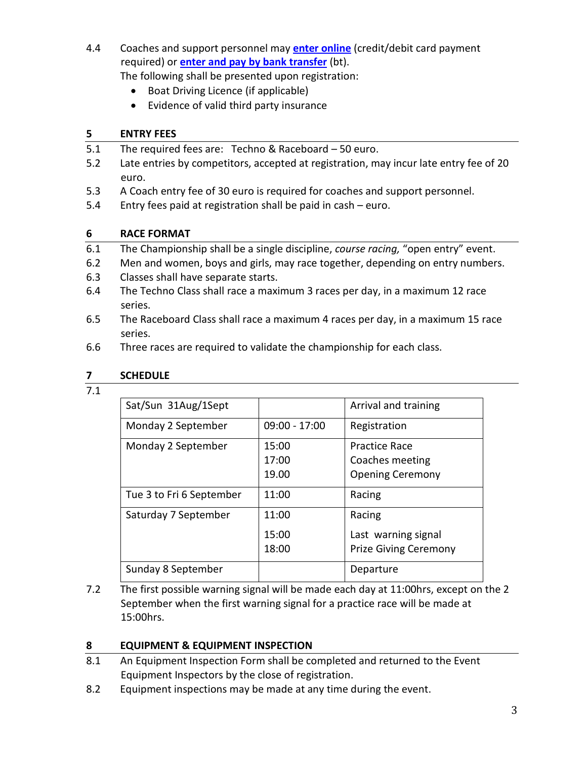4.4 Coaches and support personnel may **enter online** (credit/debit card payment required) or **enter and pay by bank transfer** (bt).
The following shall be presented upon registration:

- Boat Driving Licence (if applicable)
- Evidence of valid third party insurance

## 5 ENTRY FEES

5.1 The required fees are: Techno & Raceboard – 50 euro.

5.2 Late entries by competitors, accepted at registration, may incur late entry fee of 20 euro.

5.3 A Coach entry fee of 30 euro is required for coaches and support personnel.

5.4 Entry fees paid at registration shall be paid in cash – euro.

## 6 RACE FORMAT

6.1 The Championship shall be a single discipline, *course racing,* "open entry" event.

6.2 Men and women, boys and girls, may race together, depending on entry numbers.

6.3 Classes shall have separate starts.

6.4 The Techno Class shall race a maximum 3 races per day, in a maximum 12 race series.

6.5 The Raceboard Class shall race a maximum 4 races per day, in a maximum 15 race series.

6.6 Three races are required to validate the championship for each class.

## 7 SCHEDULE

7.1

| Sat/Sun 31Aug/1Sept | | Arrival and training |
|---|---|---|
| Monday 2 September | 09:00 - 17:00 | Registration |
| Monday 2 September | 15:00<br>17:00<br>19.00 | Practice Race<br>Coaches meeting<br>Opening Ceremony |
| Tue 3 to Fri 6 September | 11:00 | Racing |
| Saturday 7 September | 11:00<br>15:00<br>18:00 | Racing<br>Last warning signal<br>Prize Giving Ceremony |
| Sunday 8 September | | Departure |

7.2 The first possible warning signal will be made each day at 11:00hrs, except on the 2 September when the first warning signal for a practice race will be made at 15:00hrs.

## 8 EQUIPMENT & EQUIPMENT INSPECTION

8.1 An Equipment Inspection Form shall be completed and returned to the Event Equipment Inspectors by the close of registration.

8.2 Equipment inspections may be made at any time during the event.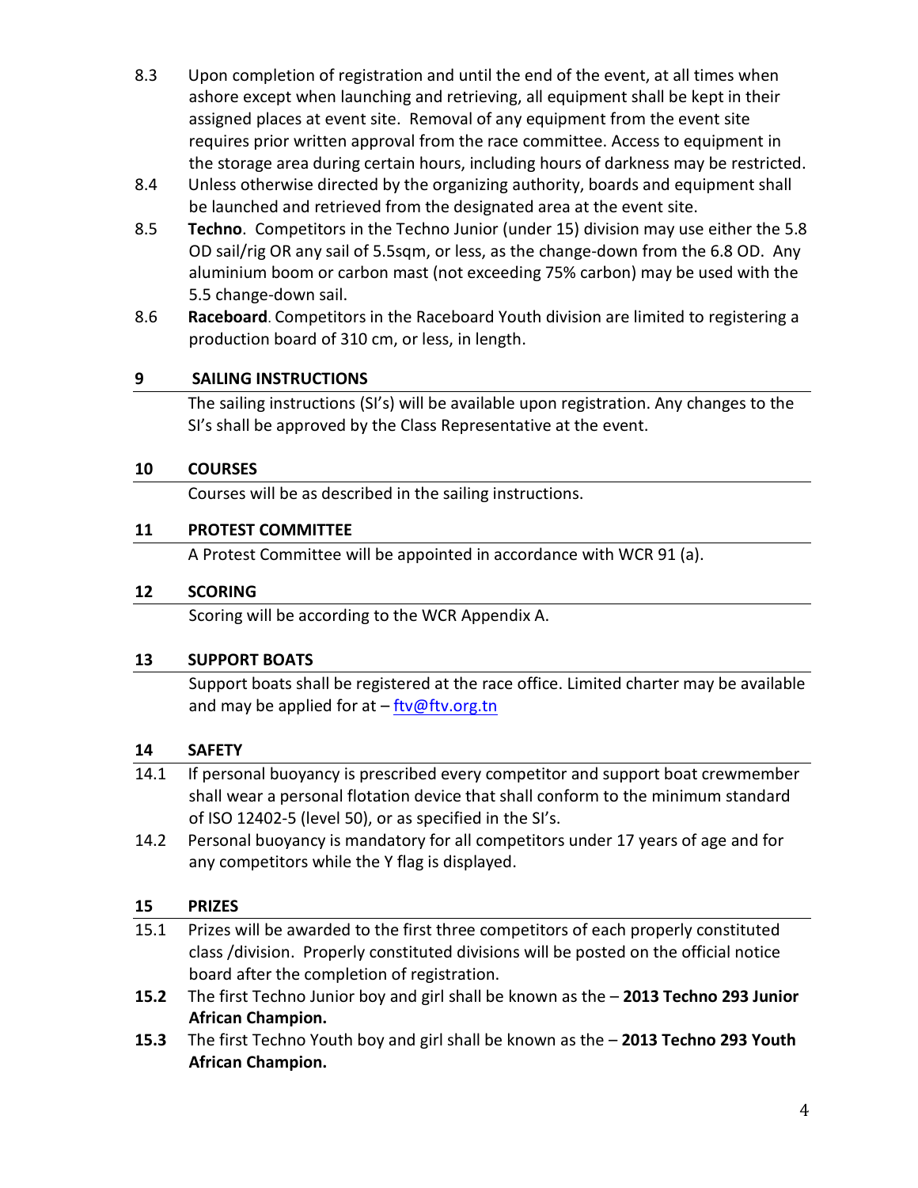8.3 Upon completion of registration and until the end of the event, at all times when ashore except when launching and retrieving, all equipment shall be kept in their assigned places at event site. Removal of any equipment from the event site requires prior written approval from the race committee. Access to equipment in the storage area during certain hours, including hours of darkness may be restricted.

8.4 Unless otherwise directed by the organizing authority, boards and equipment shall be launched and retrieved from the designated area at the event site.

8.5 **Techno**. Competitors in the Techno Junior (under 15) division may use either the 5.8 OD sail/rig OR any sail of 5.5sqm, or less, as the change-down from the 6.8 OD. Any aluminium boom or carbon mast (not exceeding 75% carbon) may be used with the 5.5 change-down sail.

8.6 **Raceboard**. Competitors in the Raceboard Youth division are limited to registering a production board of 310 cm, or less, in length.

## 9 SAILING INSTRUCTIONS

The sailing instructions (SI's) will be available upon registration. Any changes to the SI's shall be approved by the Class Representative at the event.

## 10 COURSES

Courses will be as described in the sailing instructions.

## 11 PROTEST COMMITTEE

A Protest Committee will be appointed in accordance with WCR 91 (a).

## 12 SCORING

Scoring will be according to the WCR Appendix A.

## 13 SUPPORT BOATS

Support boats shall be registered at the race office. Limited charter may be available and may be applied for at – ftv@ftv.org.tn

## 14 SAFETY

14.1 If personal buoyancy is prescribed every competitor and support boat crewmember shall wear a personal flotation device that shall conform to the minimum standard of ISO 12402-5 (level 50), or as specified in the SI's.

14.2 Personal buoyancy is mandatory for all competitors under 17 years of age and for any competitors while the Y flag is displayed.

## 15 PRIZES

15.1 Prizes will be awarded to the first three competitors of each properly constituted class /division. Properly constituted divisions will be posted on the official notice board after the completion of registration.

**15.2** The first Techno Junior boy and girl shall be known as the – **2013 Techno 293 Junior African Champion.**

**15.3** The first Techno Youth boy and girl shall be known as the – **2013 Techno 293 Youth African Champion.**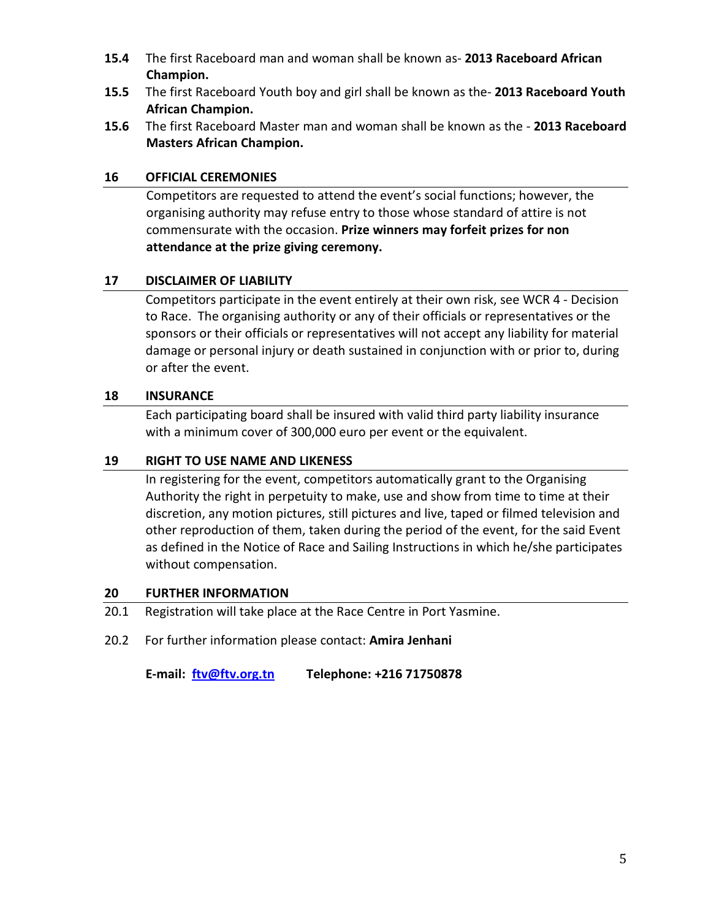**15.4** The first Raceboard man and woman shall be known as- **2013 Raceboard African Champion.**

**15.5** The first Raceboard Youth boy and girl shall be known as the- **2013 Raceboard Youth African Champion.**

**15.6** The first Raceboard Master man and woman shall be known as the - **2013 Raceboard Masters African Champion.**

## 16 OFFICIAL CEREMONIES

Competitors are requested to attend the event's social functions; however, the organising authority may refuse entry to those whose standard of attire is not commensurate with the occasion. **Prize winners may forfeit prizes for non attendance at the prize giving ceremony.**

## 17 DISCLAIMER OF LIABILITY

Competitors participate in the event entirely at their own risk, see WCR 4 - Decision to Race. The organising authority or any of their officials or representatives or the sponsors or their officials or representatives will not accept any liability for material damage or personal injury or death sustained in conjunction with or prior to, during or after the event.

## 18 INSURANCE

Each participating board shall be insured with valid third party liability insurance with a minimum cover of 300,000 euro per event or the equivalent.

## 19 RIGHT TO USE NAME AND LIKENESS

In registering for the event, competitors automatically grant to the Organising Authority the right in perpetuity to make, use and show from time to time at their discretion, any motion pictures, still pictures and live, taped or filmed television and other reproduction of them, taken during the period of the event, for the said Event as defined in the Notice of Race and Sailing Instructions in which he/she participates without compensation.

## 20 FURTHER INFORMATION

20.1 Registration will take place at the Race Centre in Port Yasmine.

20.2 For further information please contact: **Amira Jenhani**

**E-mail: ftv@ftv.org.tn** **Telephone: +216 71750878**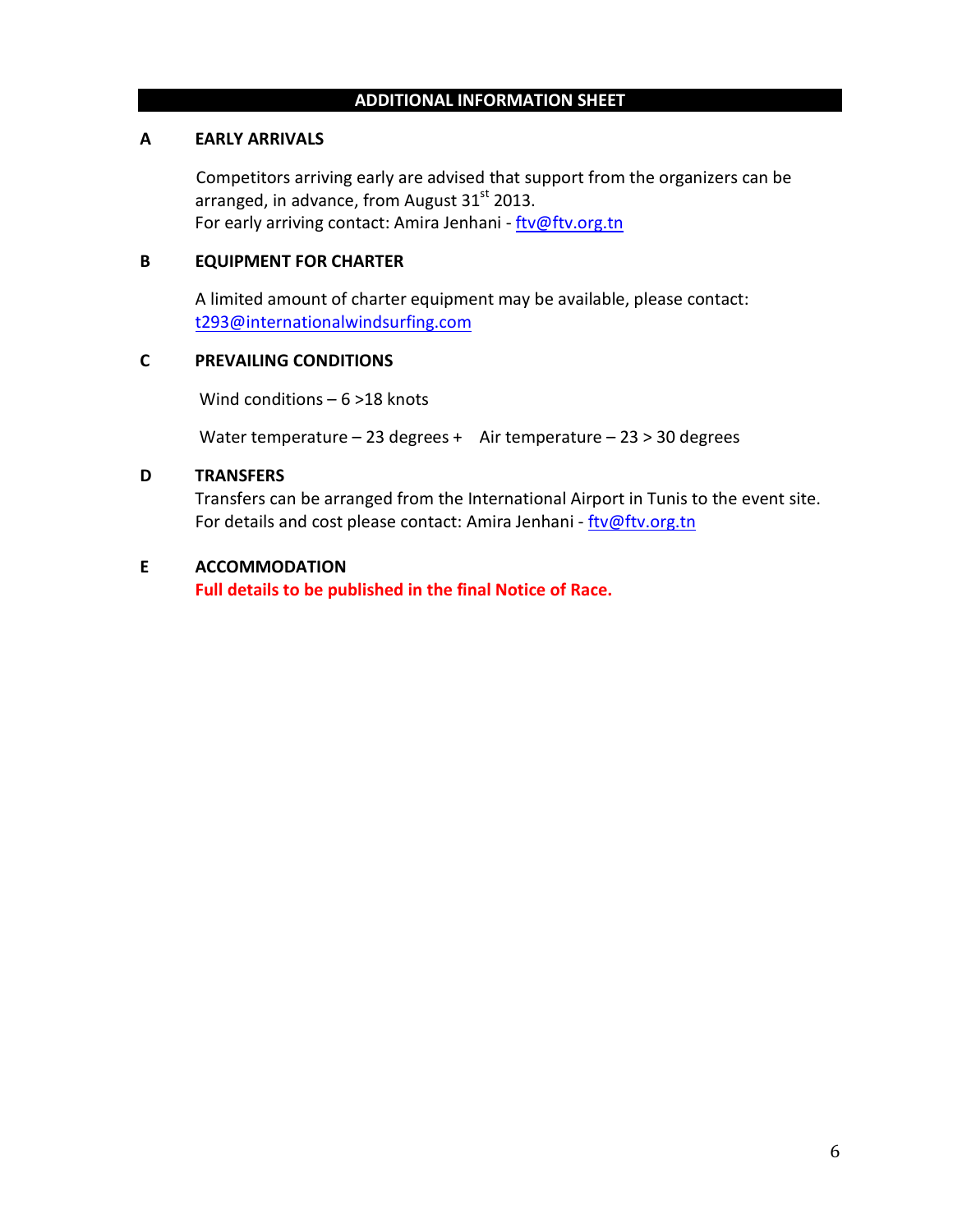## ADDITIONAL INFORMATION SHEET

### A EARLY ARRIVALS

Competitors arriving early are advised that support from the organizers can be arranged, in advance, from August 31st 2013.
For early arriving contact: Amira Jenhani - ftv@ftv.org.tn

### B EQUIPMENT FOR CHARTER

A limited amount of charter equipment may be available, please contact:
t293@internationalwindsurfing.com

### C PREVAILING CONDITIONS

Wind conditions – 6 >18 knots

Water temperature – 23 degrees + Air temperature – 23 > 30 degrees

### D TRANSFERS

Transfers can be arranged from the International Airport in Tunis to the event site.
For details and cost please contact: Amira Jenhani - ftv@ftv.org.tn

### E ACCOMMODATION

**Full details to be published in the final Notice of Race.**